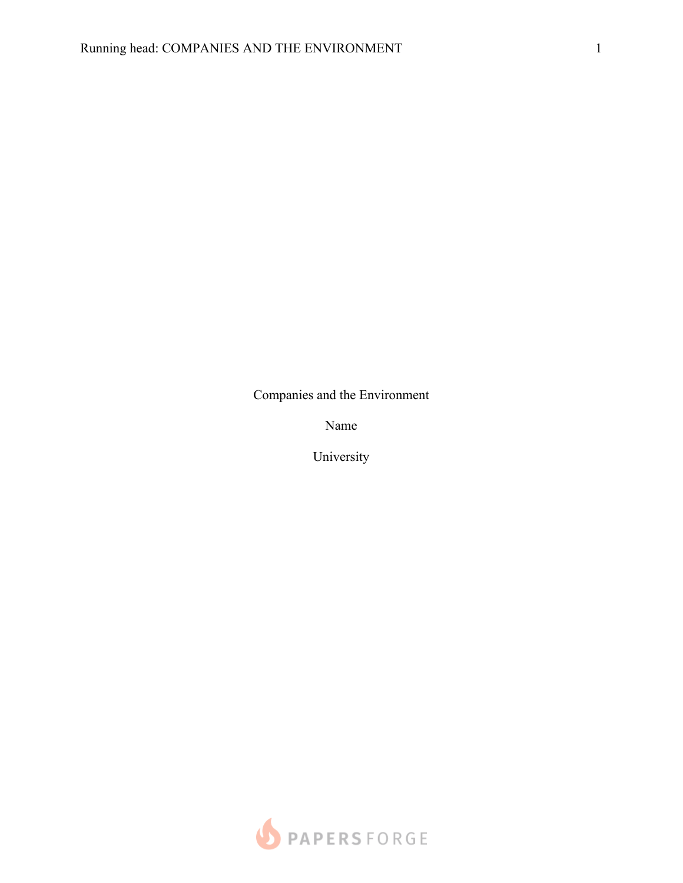Companies and the Environment

Name

University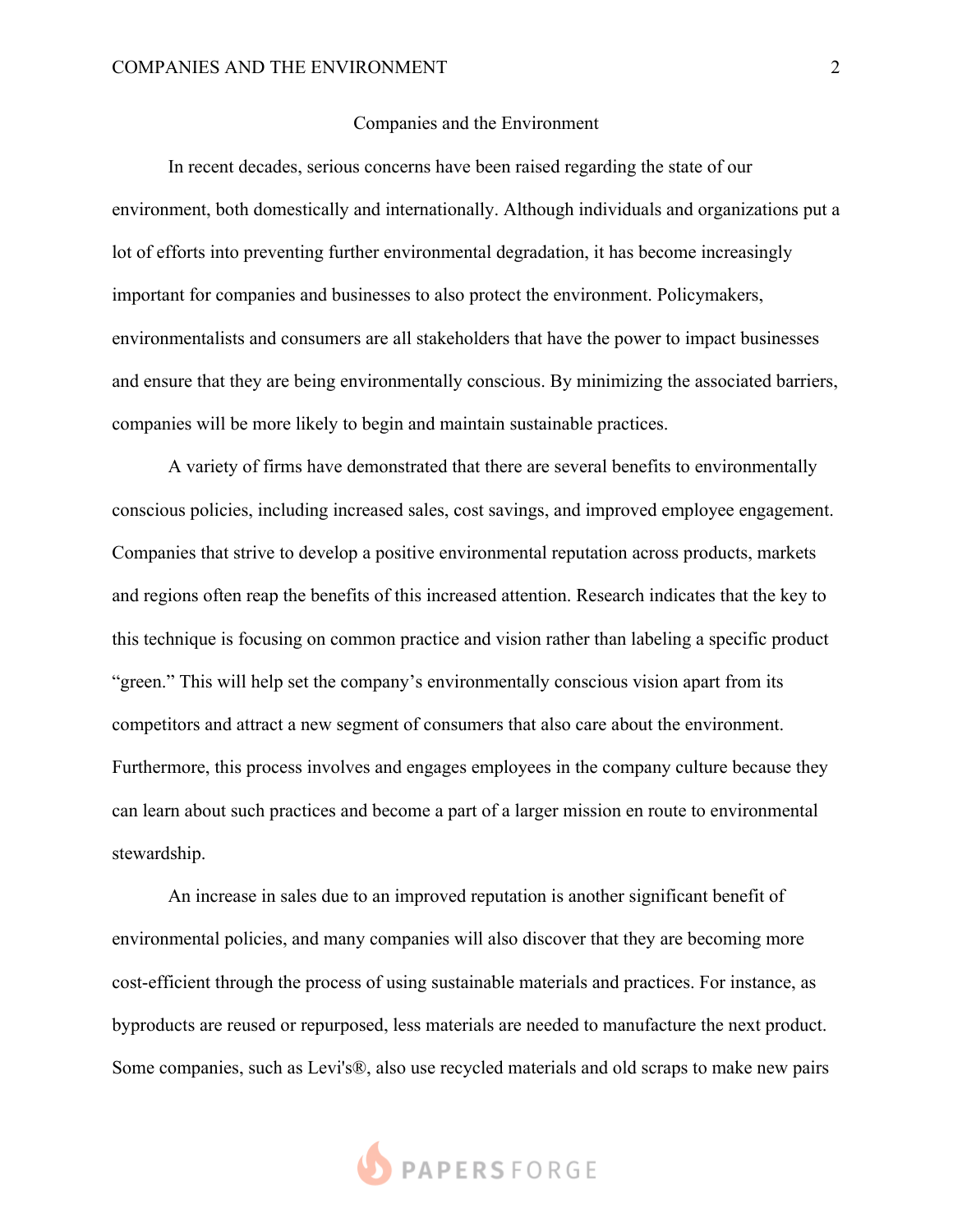# Companies and the Environment

In recent decades, serious concerns have been raised regarding the state of our environment, both domestically and internationally. Although individuals and organizations put a lot of efforts into preventing further environmental degradation, it has become increasingly important for companies and businesses to also protect the environment. Policymakers, environmentalists and consumers are all stakeholders that have the power to impact businesses and ensure that they are being environmentally conscious. By minimizing the associated barriers, companies will be more likely to begin and maintain sustainable practices.

A variety of firms have demonstrated that there are several benefits to environmentally conscious policies, including increased sales, cost savings, and improved employee engagement. Companies that strive to develop a positive environmental reputation across products, markets and regions often reap the benefits of this increased attention. Research indicates that the key to this technique is focusing on common practice and vision rather than labeling a specific product "green." This will help set the company's environmentally conscious vision apart from its competitors and attract a new segment of consumers that also care about the environment. Furthermore, this process involves and engages employees in the company culture because they can learn about such practices and become a part of a larger mission en route to environmental stewardship.

An increase in sales due to an improved reputation is another significant benefit of environmental policies, and many companies will also discover that they are becoming more cost-efficient through the process of using sustainable materials and practices. For instance, as byproducts are reused or repurposed, less materials are needed to manufacture the next product. Some companies, such as Levi's®, also use recycled materials and old scraps to make new pairs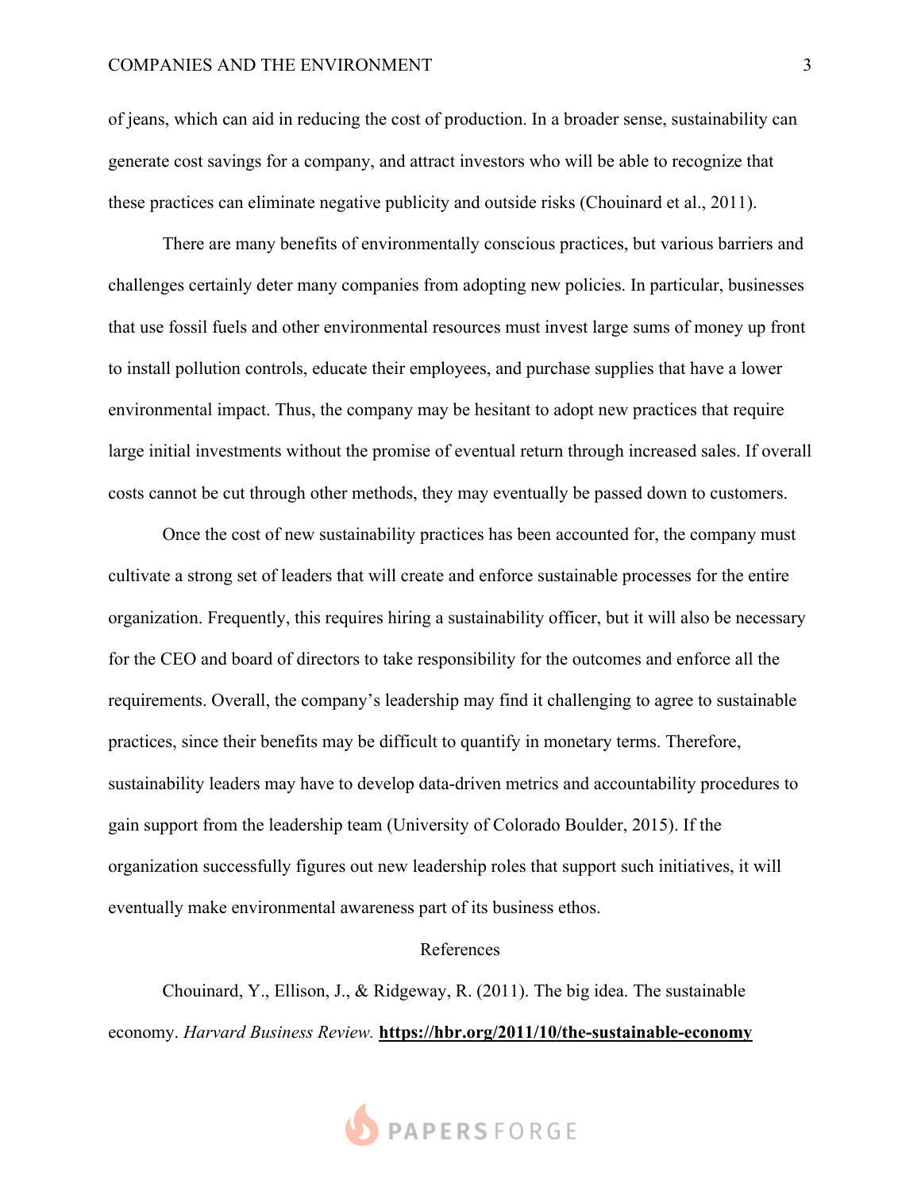of jeans, which can aid in reducing the cost of production. In a broader sense, sustainability can generate cost savings for a company, and attract investors who will be able to recognize that these practices can eliminate negative publicity and outside risks (Chouinard et al., 2011).

There are many benefits of environmentally conscious practices, but various barriers and challenges certainly deter many companies from adopting new policies. In particular, businesses that use fossil fuels and other environmental resources must invest large sums of money up front to install pollution controls, educate their employees, and purchase supplies that have a lower environmental impact. Thus, the company may be hesitant to adopt new practices that require large initial investments without the promise of eventual return through increased sales. If overall costs cannot be cut through other methods, they may eventually be passed down to customers.

Once the cost of new sustainability practices has been accounted for, the company must cultivate a strong set of leaders that will create and enforce sustainable processes for the entire organization. Frequently, this requires hiring a sustainability officer, but it will also be necessary for the CEO and board of directors to take responsibility for the outcomes and enforce all the requirements. Overall, the company's leadership may find it challenging to agree to sustainable practices, since their benefits may be difficult to quantify in monetary terms. Therefore, sustainability leaders may have to develop data-driven metrics and accountability procedures to gain support from the leadership team (University of Colorado Boulder, 2015). If the organization successfully figures out new leadership roles that support such initiatives, it will eventually make environmental awareness part of its business ethos.

## References

Chouinard, Y., Ellison, J., & Ridgeway, R. (2011). The big idea. The sustainable economy. *Harvard Business Review.* **https://hbr.org/2011/10/the-sustainable-economy**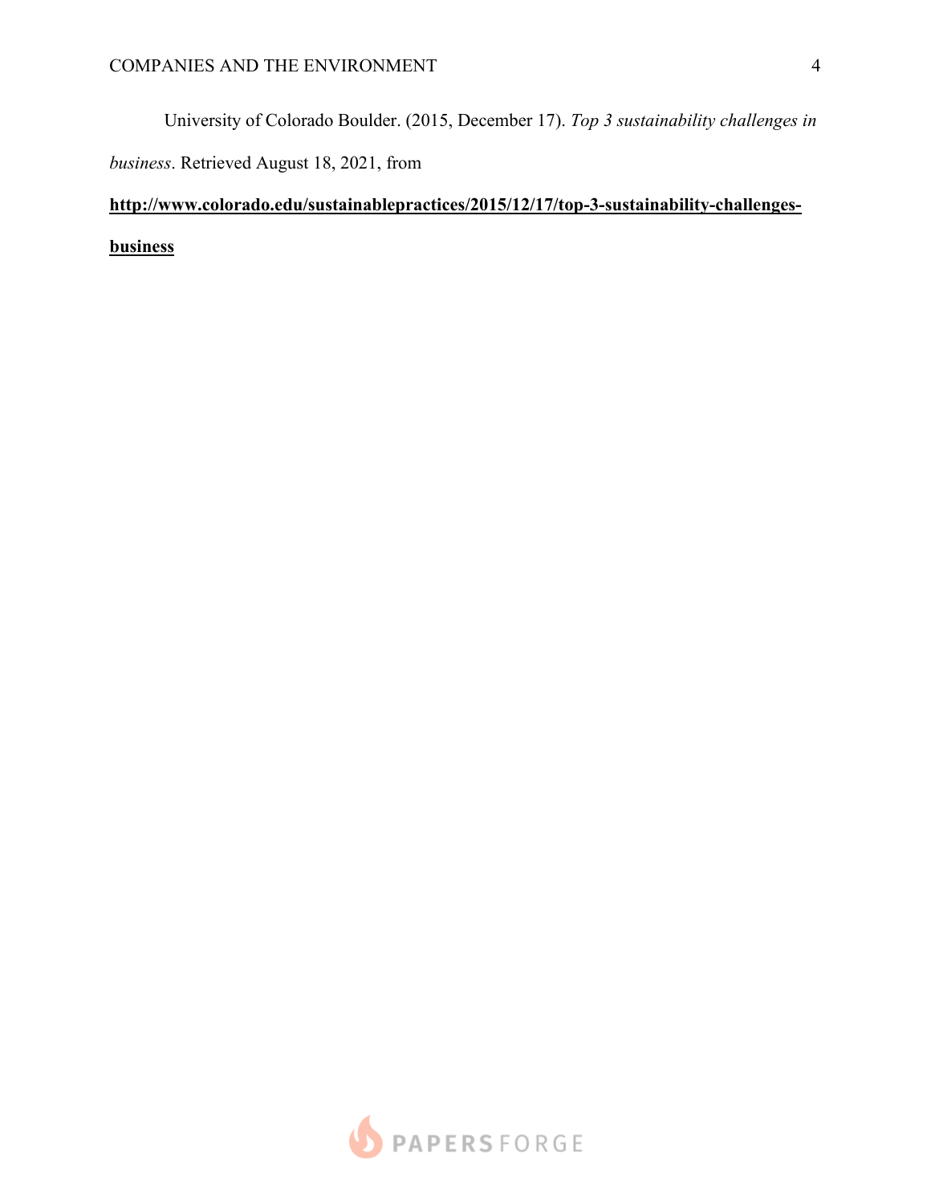University of Colorado Boulder. (2015, December 17). *Top 3 sustainability challenges in business*. Retrieved August 18, 2021, from **http://www.colorado.edu/sustainablepractices/2015/12/17/top-3-sustainability-challenges-business**